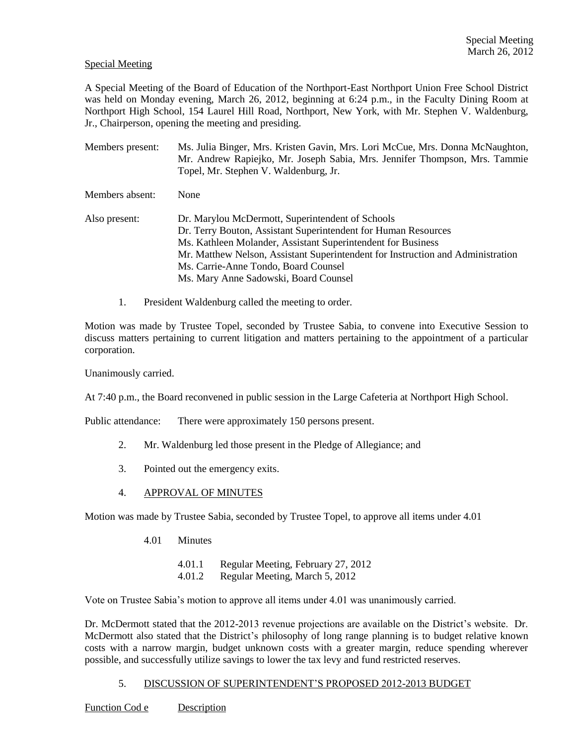Special Meeting

A Special Meeting of the Board of Education of the Northport-East Northport Union Free School District was held on Monday evening, March 26, 2012, beginning at 6:24 p.m., in the Faculty Dining Room at Northport High School, 154 Laurel Hill Road, Northport, New York, with Mr. Stephen V. Waldenburg, Jr., Chairperson, opening the meeting and presiding.

Members present: Ms. Julia Binger, Mrs. Kristen Gavin, Mrs. Lori McCue, Mrs. Donna McNaughton, Mr. Andrew Rapiejko, Mr. Joseph Sabia, Mrs. Jennifer Thompson, Mrs. Tammie Topel, Mr. Stephen V. Waldenburg, Jr.

Members absent: None

Also present: Dr. Marylou McDermott, Superintendent of Schools
Dr. Terry Bouton, Assistant Superintendent for Human Resources
Ms. Kathleen Molander, Assistant Superintendent for Business
Mr. Matthew Nelson, Assistant Superintendent for Instruction and Administration
Ms. Carrie-Anne Tondo, Board Counsel
Ms. Mary Anne Sadowski, Board Counsel

1. President Waldenburg called the meeting to order.

Motion was made by Trustee Topel, seconded by Trustee Sabia, to convene into Executive Session to discuss matters pertaining to current litigation and matters pertaining to the appointment of a particular corporation.

Unanimously carried.

At 7:40 p.m., the Board reconvened in public session in the Large Cafeteria at Northport High School.

Public attendance: There were approximately 150 persons present.

2. Mr. Waldenburg led those present in the Pledge of Allegiance; and

3. Pointed out the emergency exits.

4. APPROVAL OF MINUTES

Motion was made by Trustee Sabia, seconded by Trustee Topel, to approve all items under 4.01

4.01 Minutes

4.01.1 Regular Meeting, February 27, 2012
4.01.2 Regular Meeting, March 5, 2012

Vote on Trustee Sabia's motion to approve all items under 4.01 was unanimously carried.

Dr. McDermott stated that the 2012-2013 revenue projections are available on the District's website. Dr. McDermott also stated that the District's philosophy of long range planning is to budget relative known costs with a narrow margin, budget unknown costs with a greater margin, reduce spending wherever possible, and successfully utilize savings to lower the tax levy and fund restricted reserves.

5. DISCUSSION OF SUPERINTENDENT'S PROPOSED 2012-2013 BUDGET

Function Cod e Description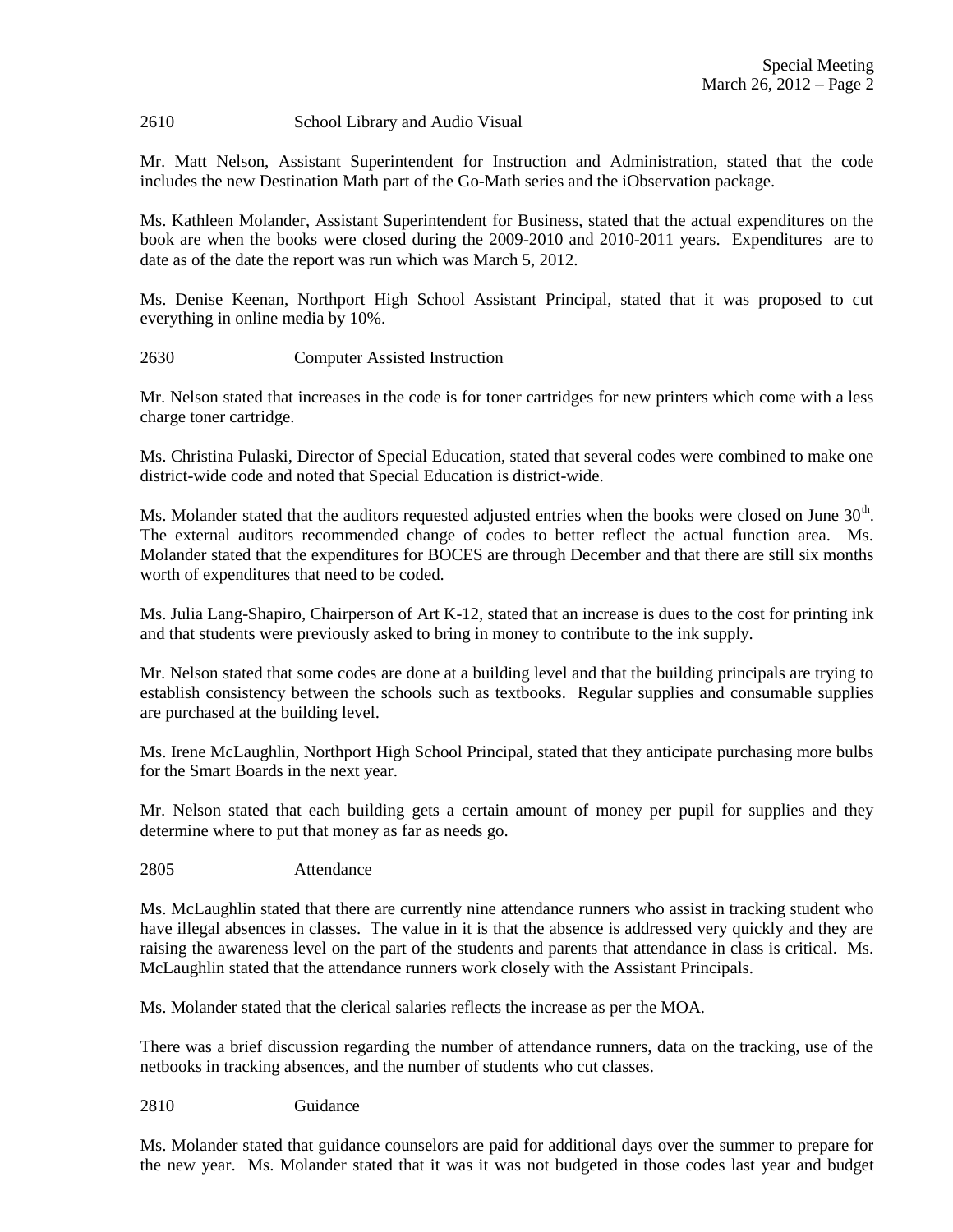2610 School Library and Audio Visual

Mr. Matt Nelson, Assistant Superintendent for Instruction and Administration, stated that the code includes the new Destination Math part of the Go-Math series and the iObservation package.

Ms. Kathleen Molander, Assistant Superintendent for Business, stated that the actual expenditures on the book are when the books were closed during the 2009-2010 and 2010-2011 years. Expenditures are to date as of the date the report was run which was March 5, 2012.

Ms. Denise Keenan, Northport High School Assistant Principal, stated that it was proposed to cut everything in online media by 10%.

2630 Computer Assisted Instruction

Mr. Nelson stated that increases in the code is for toner cartridges for new printers which come with a less charge toner cartridge.

Ms. Christina Pulaski, Director of Special Education, stated that several codes were combined to make one district-wide code and noted that Special Education is district-wide.

Ms. Molander stated that the auditors requested adjusted entries when the books were closed on June 30th. The external auditors recommended change of codes to better reflect the actual function area. Ms. Molander stated that the expenditures for BOCES are through December and that there are still six months worth of expenditures that need to be coded.

Ms. Julia Lang-Shapiro, Chairperson of Art K-12, stated that an increase is dues to the cost for printing ink and that students were previously asked to bring in money to contribute to the ink supply.

Mr. Nelson stated that some codes are done at a building level and that the building principals are trying to establish consistency between the schools such as textbooks. Regular supplies and consumable supplies are purchased at the building level.

Ms. Irene McLaughlin, Northport High School Principal, stated that they anticipate purchasing more bulbs for the Smart Boards in the next year.

Mr. Nelson stated that each building gets a certain amount of money per pupil for supplies and they determine where to put that money as far as needs go.

2805 Attendance

Ms. McLaughlin stated that there are currently nine attendance runners who assist in tracking student who have illegal absences in classes. The value in it is that the absence is addressed very quickly and they are raising the awareness level on the part of the students and parents that attendance in class is critical. Ms. McLaughlin stated that the attendance runners work closely with the Assistant Principals.

Ms. Molander stated that the clerical salaries reflects the increase as per the MOA.

There was a brief discussion regarding the number of attendance runners, data on the tracking, use of the netbooks in tracking absences, and the number of students who cut classes.

2810 Guidance

Ms. Molander stated that guidance counselors are paid for additional days over the summer to prepare for the new year. Ms. Molander stated that it was it was not budgeted in those codes last year and budget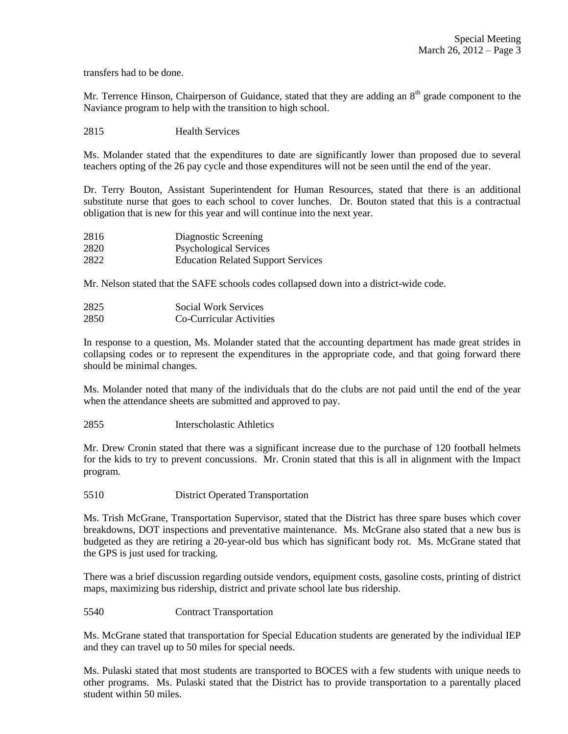transfers had to be done.

Mr. Terrence Hinson, Chairperson of Guidance, stated that they are adding an 8th grade component to the Naviance program to help with the transition to high school.

2815 Health Services

Ms. Molander stated that the expenditures to date are significantly lower than proposed due to several teachers opting of the 26 pay cycle and those expenditures will not be seen until the end of the year.

Dr. Terry Bouton, Assistant Superintendent for Human Resources, stated that there is an additional substitute nurse that goes to each school to cover lunches. Dr. Bouton stated that this is a contractual obligation that is new for this year and will continue into the next year.

2816 Diagnostic Screening
2820 Psychological Services
2822 Education Related Support Services

Mr. Nelson stated that the SAFE schools codes collapsed down into a district-wide code.

2825 Social Work Services
2850 Co-Curricular Activities

In response to a question, Ms. Molander stated that the accounting department has made great strides in collapsing codes or to represent the expenditures in the appropriate code, and that going forward there should be minimal changes.

Ms. Molander noted that many of the individuals that do the clubs are not paid until the end of the year when the attendance sheets are submitted and approved to pay.

2855 Interscholastic Athletics

Mr. Drew Cronin stated that there was a significant increase due to the purchase of 120 football helmets for the kids to try to prevent concussions. Mr. Cronin stated that this is all in alignment with the Impact program.

5510 District Operated Transportation

Ms. Trish McGrane, Transportation Supervisor, stated that the District has three spare buses which cover breakdowns, DOT inspections and preventative maintenance. Ms. McGrane also stated that a new bus is budgeted as they are retiring a 20-year-old bus which has significant body rot. Ms. McGrane stated that the GPS is just used for tracking.

There was a brief discussion regarding outside vendors, equipment costs, gasoline costs, printing of district maps, maximizing bus ridership, district and private school late bus ridership.

5540 Contract Transportation

Ms. McGrane stated that transportation for Special Education students are generated by the individual IEP and they can travel up to 50 miles for special needs.

Ms. Pulaski stated that most students are transported to BOCES with a few students with unique needs to other programs. Ms. Pulaski stated that the District has to provide transportation to a parentally placed student within 50 miles.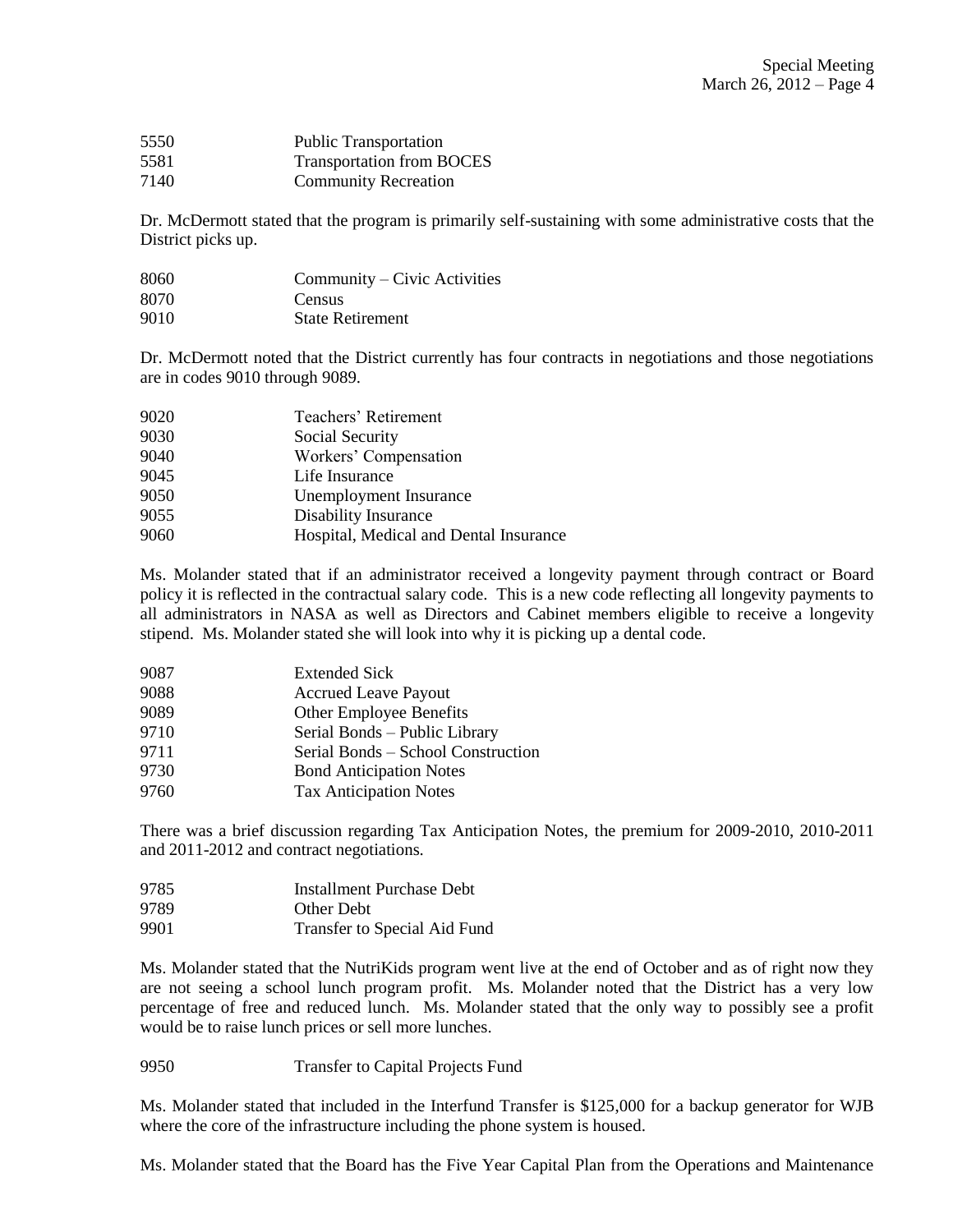| | |
|---|---|
| 5550 | Public Transportation |
| 5581 | Transportation from BOCES |
| 7140 | Community Recreation |

Dr. McDermott stated that the program is primarily self-sustaining with some administrative costs that the District picks up.

| | |
|---|---|
| 8060 | Community – Civic Activities |
| 8070 | Census |
| 9010 | State Retirement |

Dr. McDermott noted that the District currently has four contracts in negotiations and those negotiations are in codes 9010 through 9089.

| | |
|---|---|
| 9020 | Teachers' Retirement |
| 9030 | Social Security |
| 9040 | Workers' Compensation |
| 9045 | Life Insurance |
| 9050 | Unemployment Insurance |
| 9055 | Disability Insurance |
| 9060 | Hospital, Medical and Dental Insurance |

Ms. Molander stated that if an administrator received a longevity payment through contract or Board policy it is reflected in the contractual salary code. This is a new code reflecting all longevity payments to all administrators in NASA as well as Directors and Cabinet members eligible to receive a longevity stipend. Ms. Molander stated she will look into why it is picking up a dental code.

| | |
|---|---|
| 9087 | Extended Sick |
| 9088 | Accrued Leave Payout |
| 9089 | Other Employee Benefits |
| 9710 | Serial Bonds – Public Library |
| 9711 | Serial Bonds – School Construction |
| 9730 | Bond Anticipation Notes |
| 9760 | Tax Anticipation Notes |

There was a brief discussion regarding Tax Anticipation Notes, the premium for 2009-2010, 2010-2011 and 2011-2012 and contract negotiations.

| | |
|---|---|
| 9785 | Installment Purchase Debt |
| 9789 | Other Debt |
| 9901 | Transfer to Special Aid Fund |

Ms. Molander stated that the NutriKids program went live at the end of October and as of right now they are not seeing a school lunch program profit. Ms. Molander noted that the District has a very low percentage of free and reduced lunch. Ms. Molander stated that the only way to possibly see a profit would be to raise lunch prices or sell more lunches.

| | |
|---|---|
| 9950 | Transfer to Capital Projects Fund |

Ms. Molander stated that included in the Interfund Transfer is $125,000 for a backup generator for WJB where the core of the infrastructure including the phone system is housed.

Ms. Molander stated that the Board has the Five Year Capital Plan from the Operations and Maintenance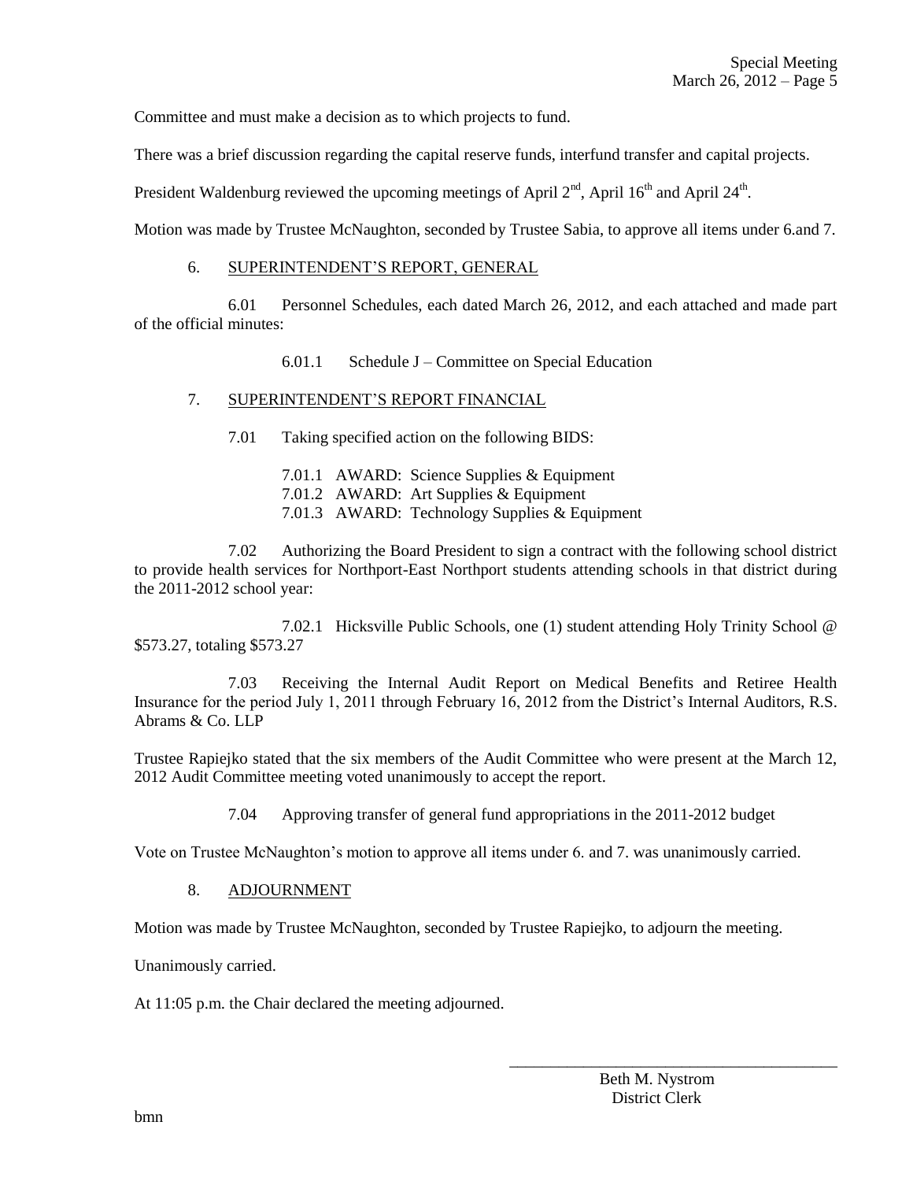Committee and must make a decision as to which projects to fund.

There was a brief discussion regarding the capital reserve funds, interfund transfer and capital projects.

President Waldenburg reviewed the upcoming meetings of April 2nd, April 16th and April 24th.

Motion was made by Trustee McNaughton, seconded by Trustee Sabia, to approve all items under 6.and 7.

6. SUPERINTENDENT'S REPORT, GENERAL

6.01 Personnel Schedules, each dated March 26, 2012, and each attached and made part of the official minutes:

6.01.1 Schedule J – Committee on Special Education

7. SUPERINTENDENT'S REPORT FINANCIAL

7.01 Taking specified action on the following BIDS:

7.01.1 AWARD: Science Supplies & Equipment
7.01.2 AWARD: Art Supplies & Equipment
7.01.3 AWARD: Technology Supplies & Equipment

7.02 Authorizing the Board President to sign a contract with the following school district to provide health services for Northport-East Northport students attending schools in that district during the 2011-2012 school year:

7.02.1 Hicksville Public Schools, one (1) student attending Holy Trinity School @ $573.27, totaling $573.27

7.03 Receiving the Internal Audit Report on Medical Benefits and Retiree Health Insurance for the period July 1, 2011 through February 16, 2012 from the District's Internal Auditors, R.S. Abrams & Co. LLP

Trustee Rapiejko stated that the six members of the Audit Committee who were present at the March 12, 2012 Audit Committee meeting voted unanimously to accept the report.

7.04 Approving transfer of general fund appropriations in the 2011-2012 budget

Vote on Trustee McNaughton's motion to approve all items under 6. and 7. was unanimously carried.

8. ADJOURNMENT

Motion was made by Trustee McNaughton, seconded by Trustee Rapiejko, to adjourn the meeting.

Unanimously carried.

At 11:05 p.m. the Chair declared the meeting adjourned.

\_\_\_\_\_\_\_\_\_\_\_\_\_\_\_\_\_\_\_\_\_\_\_\_\_\_\_\_\_\_\_\_\_\_\_\_\_\_\_\_

Beth M. Nystrom
District Clerk

bmn